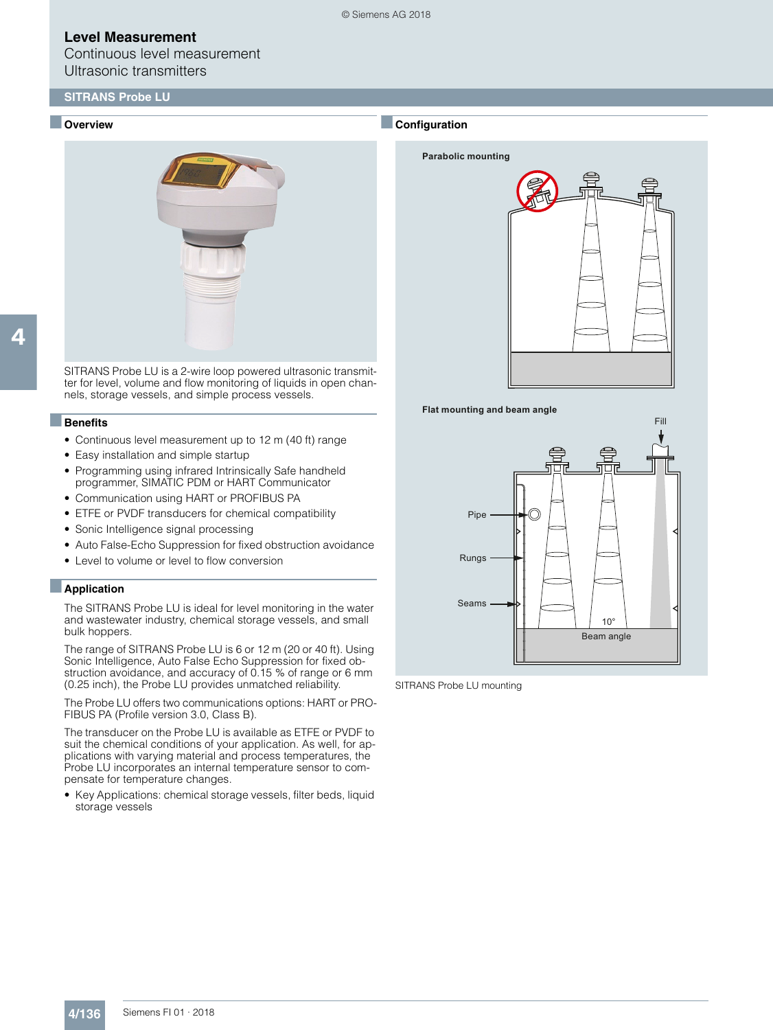# Level Measurement

## Continuous level measurement

## Ultrasonic transmitters

## SITRANS Probe LU

### Overview

SITRANS Probe LU is a 2-wire loop powered ultrasonic transmitter for level, volume and flow monitoring of liquids in open channels, storage vessels, and simple process vessels.

### Benefits

- Continuous level measurement up to 12 m (40 ft) range
- Easy installation and simple startup
- Programming using infrared Intrinsically Safe handheld programmer, SIMATIC PDM or HART Communicator
- Communication using HART or PROFIBUS PA
- ETFE or PVDF transducers for chemical compatibility
- Sonic Intelligence signal processing
- Auto False-Echo Suppression for fixed obstruction avoidance
- Level to volume or level to flow conversion

### Application

The SITRANS Probe LU is ideal for level monitoring in the water and wastewater industry, chemical storage vessels, and small bulk hoppers.

The range of SITRANS Probe LU is 6 or 12 m (20 or 40 ft). Using Sonic Intelligence, Auto False Echo Suppression for fixed obstruction avoidance, and accuracy of 0.15 % of range or 6 mm (0.25 inch), the Probe LU provides unmatched reliability.

The Probe LU offers two communications options: HART or PROFIBUS PA (Profile version 3.0, Class B).

The transducer on the Probe LU is available as ETFE or PVDF to suit the chemical conditions of your application. As well, for applications with varying material and process temperatures, the Probe LU incorporates an internal temperature sensor to compensate for temperature changes.

- Key Applications: chemical storage vessels, filter beds, liquid storage vessels

### Configuration

Parabolic mounting

Flat mounting and beam angle

Fill

Pipe

Rungs

Seams

10°

Beam angle

SITRANS Probe LU mounting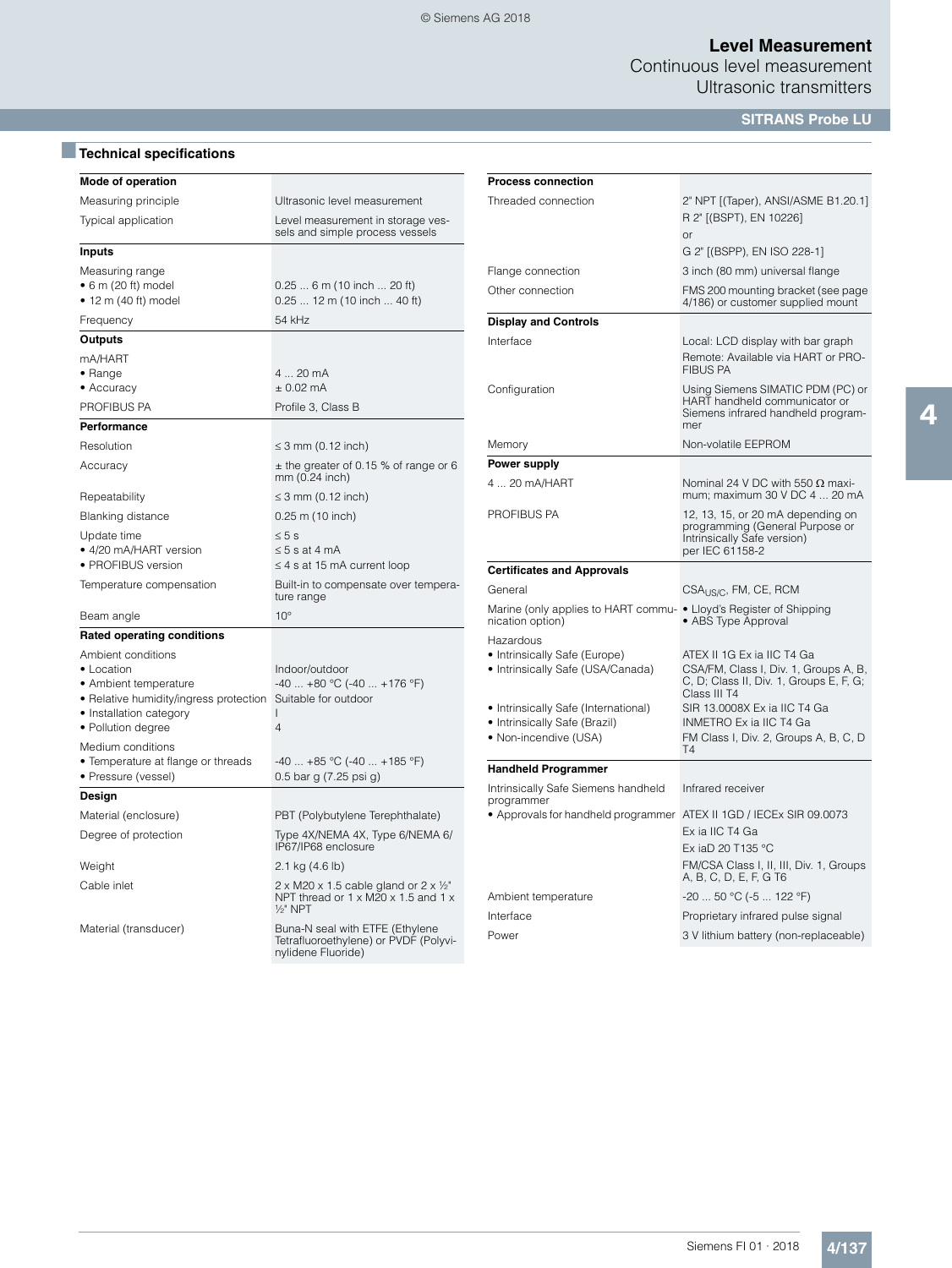## Technical specifications

| | |
|---|---|
| **Mode of operation** | |
| Measuring principle | Ultrasonic level measurement |
| Typical application | Level measurement in storage vessels and simple process vessels |
| **Inputs** | |
| Measuring range | |
| • 6 m (20 ft) model | 0.25 ... 6 m (10 inch ... 20 ft) |
| • 12 m (40 ft) model | 0.25 ... 12 m (10 inch ... 40 ft) |
| Frequency | 54 kHz |
| **Outputs** | |
| mA/HART | |
| • Range | 4 ... 20 mA |
| • Accuracy | ± 0.02 mA |
| PROFIBUS PA | Profile 3, Class B |
| **Performance** | |
| Resolution | ≤ 3 mm (0.12 inch) |
| Accuracy | ± the greater of 0.15 % of range or 6 mm (0.24 inch) |
| Repeatability | ≤ 3 mm (0.12 inch) |
| Blanking distance | 0.25 m (10 inch) |
| Update time | ≤ 5 s |
| • 4/20 mA/HART version | ≤ 5 s at 4 mA |
| • PROFIBUS version | ≤ 4 s at 15 mA current loop |
| Temperature compensation | Built-in to compensate over temperature range |
| Beam angle | 10° |
| **Rated operating conditions** | |
| Ambient conditions | |
| • Location | Indoor/outdoor |
| • Ambient temperature | -40 ... +80 °C (-40 ... +176 °F) |
| • Relative humidity/ingress protection | Suitable for outdoor |
| • Installation category | I |
| • Pollution degree | 4 |
| Medium conditions | |
| • Temperature at flange or threads | -40 ... +85 °C (-40 ... +185 °F) |
| • Pressure (vessel) | 0.5 bar g (7.25 psi g) |
| **Design** | |
| Material (enclosure) | PBT (Polybutylene Terephthalate) |
| Degree of protection | Type 4X/NEMA 4X, Type 6/NEMA 6/ IP67/IP68 enclosure |
| Weight | 2.1 kg (4.6 lb) |
| Cable inlet | 2 x M20 x 1.5 cable gland or 2 x ½" NPT thread or 1 x M20 x 1.5 and 1 x ½" NPT |
| Material (transducer) | Buna-N seal with ETFE (Ethylene Tetrafluoroethylene) or PVDF (Polyvinylidene Fluoride) |

| | |
|---|---|
| **Process connection** | |
| Threaded connection | 2" NPT [(Taper), ANSI/ASME B1.20.1]<br>R 2" [(BSPT), EN 10226]<br>or<br>G 2" [(BSPP), EN ISO 228-1] |
| Flange connection | 3 inch (80 mm) universal flange |
| Other connection | FMS 200 mounting bracket (see page 4/186) or customer supplied mount |
| **Display and Controls** | |
| Interface | Local: LCD display with bar graph<br>Remote: Available via HART or PROFIBUS PA |
| Configuration | Using Siemens SIMATIC PDM (PC) or HART handheld communicator or Siemens infrared handheld programmer |
| Memory | Non-volatile EEPROM |
| **Power supply** | |
| 4 ... 20 mA/HART | Nominal 24 V DC with 550 Ω maximum; maximum 30 V DC 4 ... 20 mA |
| PROFIBUS PA | 12, 13, 15, or 20 mA depending on programming (General Purpose or Intrinsically Safe version) per IEC 61158-2 |
| **Certificates and Approvals** | |
| General | $CSA_{US/C}$, FM, CE, RCM |
| Marine (only applies to HART communication option) | • Lloyd's Register of Shipping<br>• ABS Type Approval |
| Hazardous | |
| • Intrinsically Safe (Europe) | ATEX II 1G Ex ia IIC T4 Ga |
| • Intrinsically Safe (USA/Canada) | CSA/FM, Class I, Div. 1, Groups A, B, C, D; Class II, Div. 1, Groups E, F, G; Class III T4 |
| • Intrinsically Safe (International) | SIR 13.0008X Ex ia IIC T4 Ga |
| • Intrinsically Safe (Brazil) | INMETRO Ex ia IIC T4 Ga |
| • Non-incendive (USA) | FM Class I, Div. 2, Groups A, B, C, D T4 |
| **Handheld Programmer** | |
| Intrinsically Safe Siemens handheld programmer | Infrared receiver |
| • Approvals for handheld programmer | ATEX II 1GD / IECEx SIR 09.0073<br>Ex ia IIC T4 Ga<br>Ex iaD 20 T135 °C<br>FM/CSA Class I, II, III, Div. 1, Groups A, B, C, D, E, F, G T6 |
| Ambient temperature | -20 ... 50 °C (-5 ... 122 °F) |
| Interface | Proprietary infrared pulse signal |
| Power | 3 V lithium battery (non-replaceable) |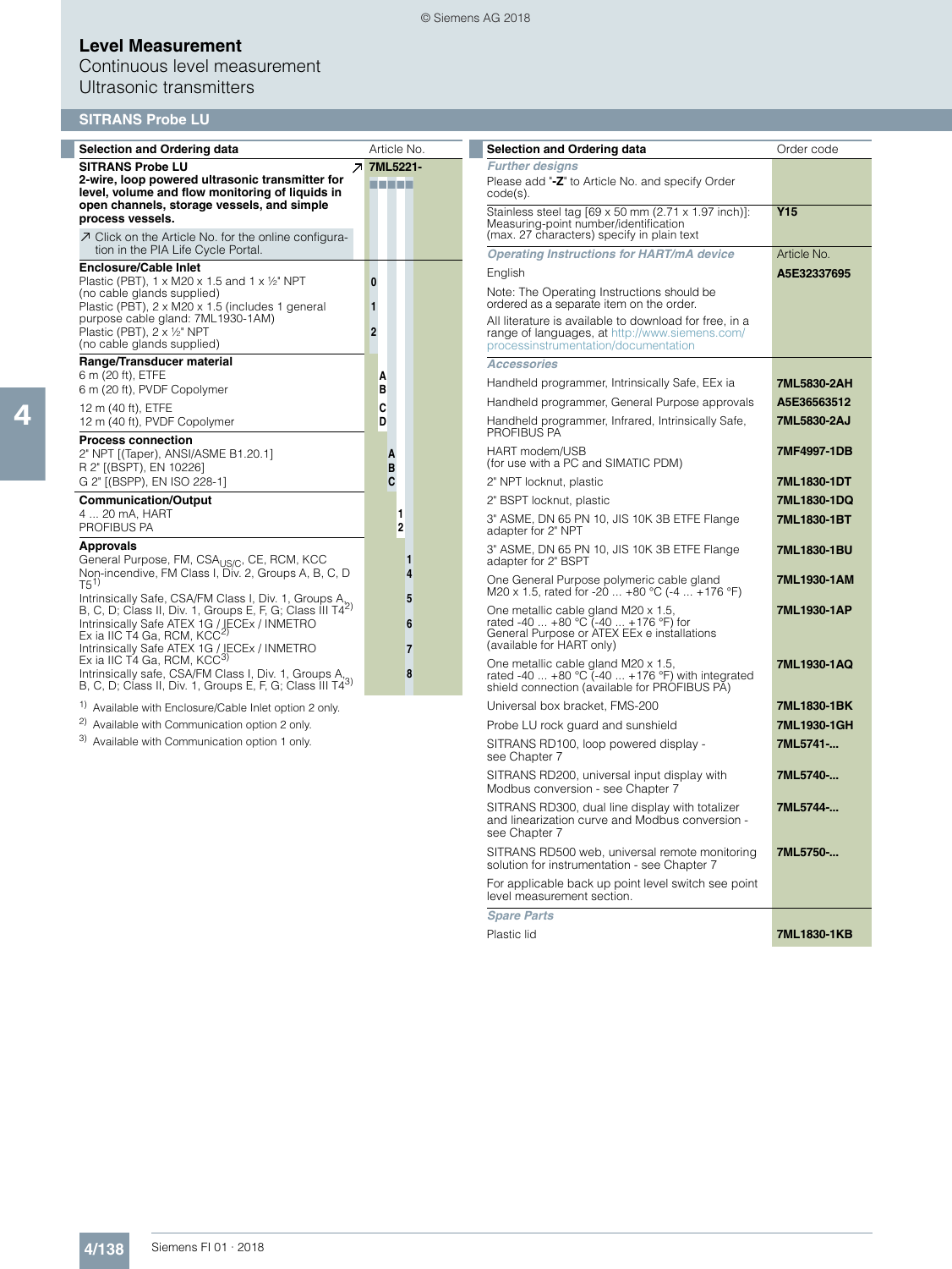# Level Measurement

Continuous level measurement

Ultrasonic transmitters

## SITRANS Probe LU

| Selection and Ordering data | Article No. |
|---|---|
| **SITRANS Probe LU** | ↗ **7ML5221-** |
| **2-wire, loop powered ultrasonic transmitter for level, volume and flow monitoring of liquids in open channels, storage vessels, and simple process vessels.** | ■ ■ ■ ■ ■ |
| ↗ Click on the Article No. for the online configuration in the PIA Life Cycle Portal. | |
| **Enclosure/Cable Inlet** | |
| Plastic (PBT), 1 x M20 x 1.5 and 1 x ½" NPT (no cable glands supplied) | **0** |
| Plastic (PBT), 2 x M20 x 1.5 (includes 1 general purpose cable gland: 7ML1930-1AM) | **1** |
| Plastic (PBT), 2 x ½" NPT (no cable glands supplied) | **2** |
| **Range/Transducer material** | |
| 6 m (20 ft), ETFE | **A** |
| 6 m (20 ft), PVDF Copolymer | **B** |
| 12 m (40 ft), ETFE | **C** |
| 12 m (40 ft), PVDF Copolymer | **D** |
| **Process connection** | |
| 2" NPT [(Taper), ANSI/ASME B1.20.1] | **A** |
| R 2" [(BSPT), EN 10226] | **B** |
| G 2" [(BSPP), EN ISO 228-1] | **C** |
| **Communication/Output** | |
| 4 ... 20 mA, HART | **1** |
| PROFIBUS PA | **2** |
| **Approvals** | |
| General Purpose, FM, CSA$_{US/C}$, CE, RCM, KCC | **1** |
| Non-incendive, FM Class I, Div. 2, Groups A, B, C, D T5[1] | **4** |
| Intrinsically Safe, CSA/FM Class I, Groups A, B, C, D; Class II, Div. 1, Groups E, F, G; Class III T4[2] | **5** |
| Intrinsically Safe ATEX 1G / IECEx / INMETRO Ex ia IIC T4 Ga, RCM, KCC[2] | **6** |
| Intrinsically Safe ATEX 1G / IECEx / INMETRO Ex ia IIC T4 Ga, RCM, KCC[3] | **7** |
| Intrinsically safe, CSA/FM Class I, Div. 1, Groups A, B, C, D; Class II, Div. 1, Groups E, F, G; Class III T4[3] | **8** |

[1] Available with Enclosure/Cable Inlet option 2 only.

[2] Available with Communication option 2 only.

[3] Available with Communication option 1 only.

| Selection and Ordering data | Order code |
|---|---|
| ***Further designs*** | |
| Please add "**-Z**" to Article No. and specify Order code(s). | |
| Stainless steel tag [69 x 50 mm (2.71 x 1.97 inch)]: Measuring-point number/identification (max. 27 characters) specify in plain text | **Y15** |
| ***Operating Instructions for HART/mA device*** | Article No. |
| English | **A5E32337695** |
| Note: The Operating Instructions should be ordered as a separate item on the order. | |
| All literature is available to download for free, in a range of languages, at http://www.siemens.com/processinstrumentation/documentation | |
| ***Accessories*** | |
| Handheld programmer, Intrinsically Safe, EEx ia | **7ML5830-2AH** |
| Handheld programmer, General Purpose approvals | **A5E36563512** |
| Handheld programmer, Infrared, Intrinsically Safe, PROFIBUS PA | **7ML5830-2AJ** |
| HART modem/USB (for use with a PC and SIMATIC PDM) | **7MF4997-1DB** |
| 2" NPT locknut, plastic | **7ML1830-1DT** |
| 2" BSPT locknut, plastic | **7ML1830-1DQ** |
| 3" ASME, DN 65 PN 10, JIS 10K 3B ETFE Flange adapter for 2" NPT | **7ML1830-1BT** |
| 3" ASME, DN 65 PN 10, JIS 10K 3B ETFE Flange adapter for 2" BSPT | **7ML1830-1BU** |
| One General Purpose polymeric cable gland M20 x 1.5, rated for -20 ... +80 °C (-4 ... +176 °F) | **7ML1930-1AM** |
| One metallic cable gland M20 x 1.5, rated -40 ... +80 °C (-40 ... +176 °F) for General Purpose or ATEX EEx e installations (available for HART only) | **7ML1930-1AP** |
| One metallic cable gland M20 x 1.5, rated -40 ... +80 °C (-40 ... +176 °F) with integrated shield connection (available for PROFIBUS PA) | **7ML1930-1AQ** |
| Universal box bracket, FMS-200 | **7ML1830-1BK** |
| Probe LU rock guard and sunshield | **7ML1930-1GH** |
| SITRANS RD100, loop powered display - see Chapter 7 | **7ML5741-...** |
| SITRANS RD200, universal input display with Modbus conversion - see Chapter 7 | **7ML5740-...** |
| SITRANS RD300, dual line display with totalizer and linearization curve and Modbus conversion - see Chapter 7 | **7ML5744-...** |
| SITRANS RD500 web, universal remote monitoring solution for instrumentation - see Chapter 7 | **7ML5750-...** |
| For applicable back up point level switch see point level measurement section. | |
| ***Spare Parts*** | |
| Plastic lid | **7ML1830-1KB** |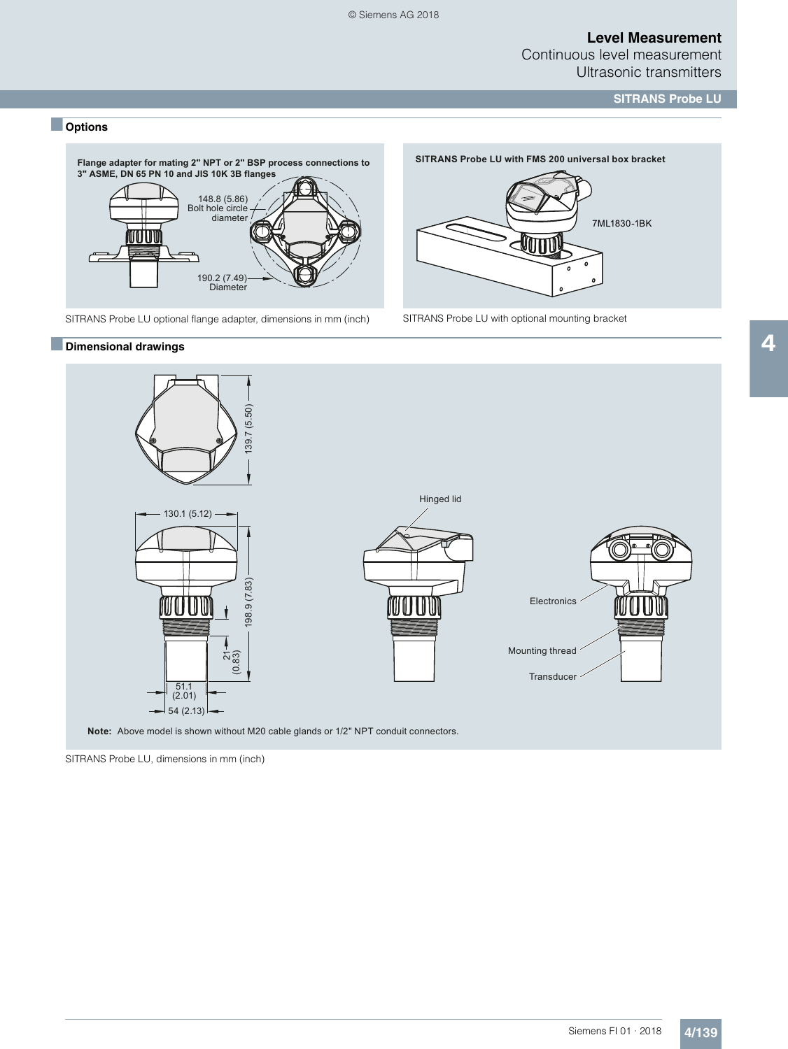## Options

**Flange adapter for mating 2" NPT or 2" BSP process connections to 3" ASME, DN 65 PN 10 and JIS 10K 3B flanges**

148.8 (5.86)
Bolt hole circle diameter

190.2 (7.49)
Diameter

SITRANS Probe LU optional flange adapter, dimensions in mm (inch)

**SITRANS Probe LU with FMS 200 universal box bracket**

7ML1830-1BK

SITRANS Probe LU with optional mounting bracket

## Dimensional drawings

139.7 (5.50)

130.1 (5.12)

198.9 (7.83)

21 (0.83)

51.1 (2.01)

54 (2.13)

Hinged lid

Electronics

Mounting thread

Transducer

**Note:** Above model is shown without M20 cable glands or 1/2" NPT conduit connectors.

SITRANS Probe LU, dimensions in mm (inch)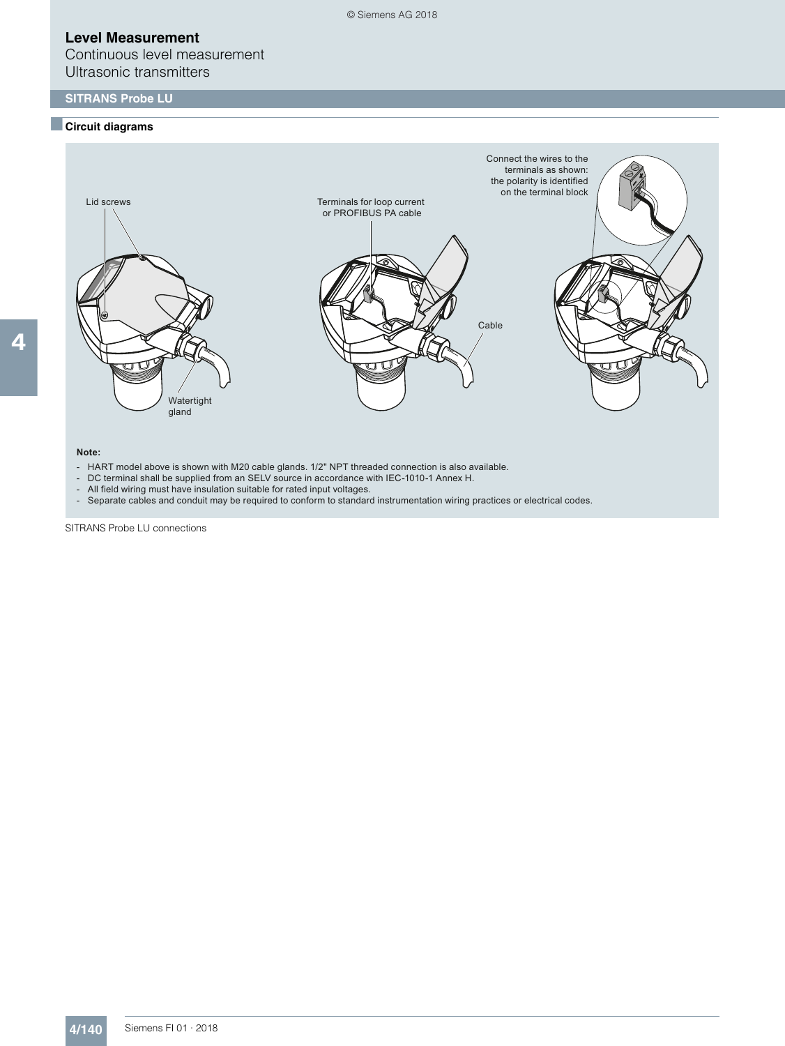# Level Measurement

Continuous level measurement
Ultrasonic transmitters

## SITRANS Probe LU

### Circuit diagrams

Lid screws

Watertight gland

Terminals for loop current or PROFIBUS PA cable

Cable

Connect the wires to the terminals as shown: the polarity is identified on the terminal block

**Note:**

- HART model above is shown with M20 cable glands. 1/2" NPT threaded connection is also available.
- DC terminal shall be supplied from an SELV source in accordance with IEC-1010-1 Annex H.
- All field wiring must have insulation suitable for rated input voltages.
- Separate cables and conduit may be required to conform to standard instrumentation wiring practices or electrical codes.

SITRANS Probe LU connections